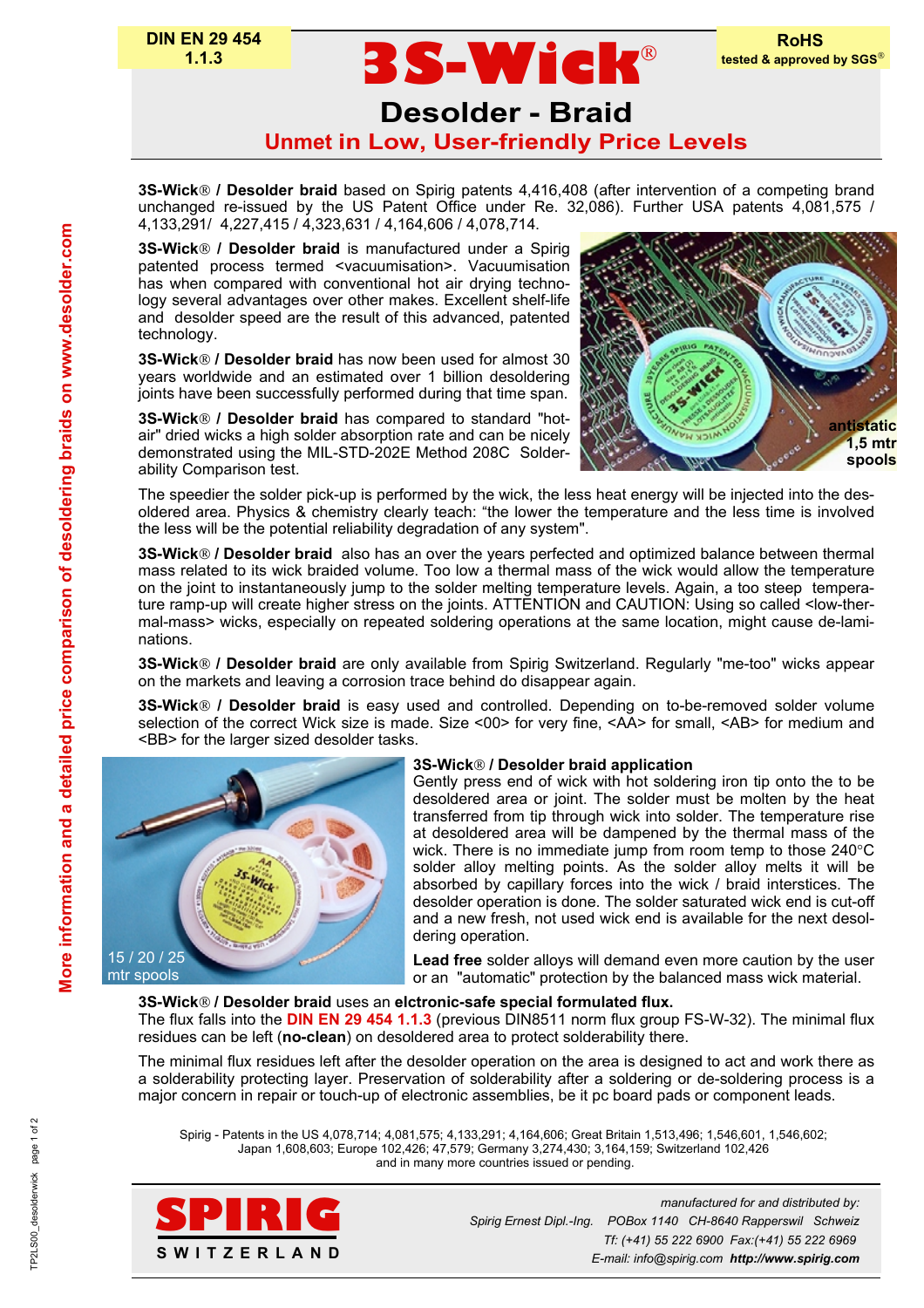DIN EN 29 454
1.1.3

# 3S-Wick®

RoHS
tested & approved by SGS®

## Desolder - Braid

### Unmet in Low, User-friendly Price Levels

**3S-Wick® / Desolder braid** based on Spirig patents 4,416,408 (after intervention of a competing brand unchanged re-issued by the US Patent Office under Re. 32,086). Further USA patents 4,081,575 / 4,133,291/ 4,227,415 / 4,323,631 / 4,164,606 / 4,078,714.

**3S-Wick® / Desolder braid** is manufactured under a Spirig patented process termed <vacuumisation>. Vacuumisation has when compared with conventional hot air drying techno-logy several advantages over other makes. Excellent shelf-life and desolder speed are the result of this advanced, patented technology.

**3S-Wick® / Desolder braid** has now been used for almost 30 years worldwide and an estimated over 1 billion desoldering joints have been successfully performed during that time span.

**3S-Wick® / Desolder braid** has compared to standard "hot-air" dried wicks a high solder absorption rate and can be nicely demonstrated using the MIL-STD-202E Method 208C Solder-ability Comparison test.

antistatic 1,5 mtr spools

The speedier the solder pick-up is performed by the wick, the less heat energy will be injected into the des-oldered area. Physics & chemistry clearly teach: "the lower the temperature and the less time is involved the less will be the potential reliability degradation of any system".

**3S-Wick® / Desolder braid** also has an over the years perfected and optimized balance between thermal mass related to its wick braided volume. Too low a thermal mass of the wick would allow the temperature on the joint to instantaneously jump to the solder melting temperature levels. Again, a too steep tempera-ture ramp-up will create higher stress on the joints. ATTENTION and CAUTION: Using so called <low-ther-mal-mass> wicks, especially on repeated soldering operations at the same location, might cause de-lami-nations.

**3S-Wick® / Desolder braid** are only available from Spirig Switzerland. Regularly "me-too" wicks appear on the markets and leaving a corrosion trace behind do disappear again.

**3S-Wick® / Desolder braid** is easy used and controlled. Depending on to-be-removed solder volume selection of the correct Wick size is made. Size <00> for very fine, <AA> for small, <AB> for medium and <BB> for the larger sized desolder tasks.

15 / 20 / 25 mtr spools

**3S-Wick® / Desolder braid application**

Gently press end of wick with hot soldering iron tip onto the to be desoldered area or joint. The solder must be molten by the heat transferred from tip through wick into solder. The temperature rise at desoldered area will be dampened by the thermal mass of the wick. There is no immediate jump from room temp to those 240°C solder alloy melting points. As the solder alloy melts it will be absorbed by capillary forces into the wick / braid interstices. The desolder operation is done. The solder saturated wick end is cut-off and a new fresh, not used wick end is available for the next desol-dering operation.

**Lead free** solder alloys will demand even more caution by the user or an "automatic" protection by the balanced mass wick material.

**3S-Wick® / Desolder braid** uses an **elctronic-safe special formulated flux.**
The flux falls into the DIN EN 29 454 1.1.3 (previous DIN8511 norm flux group FS-W-32). The minimal flux residues can be left (**no-clean**) on desoldered area to protect solderability there.

The minimal flux residues left after the desolder operation on the area is designed to act and work there as a solderability protecting layer. Preservation of solderability after a soldering or de-soldering process is a major concern in repair or touch-up of electronic assemblies, be it pc board pads or component leads.

Spirig - Patents in the US 4,078,714; 4,081,575; 4,133,291; 4,164,606; Great Britain 1,513,496; 1,546,601, 1,546,602; Japan 1,608,603; Europe 102,426; 47,579; Germany 3,274,430; 3,164,159; Switzerland 102,426 and in many more countries issued or pending.

More information and a detailed price comparison of desoldering braids on www.desolder.com

SPIRIG
SWITZERLAND

*manufactured for and distributed by:*
*Spirig Ernest Dipl.-Ing. POBox 1140 CH-8640 Rapperswil Schweiz*
*Tf: (+41) 55 222 6900 Fax:(+41) 55 222 6969*
*E-mail: info@spirig.com* ***http://www.spirig.com***

TP2LS00_desolderwick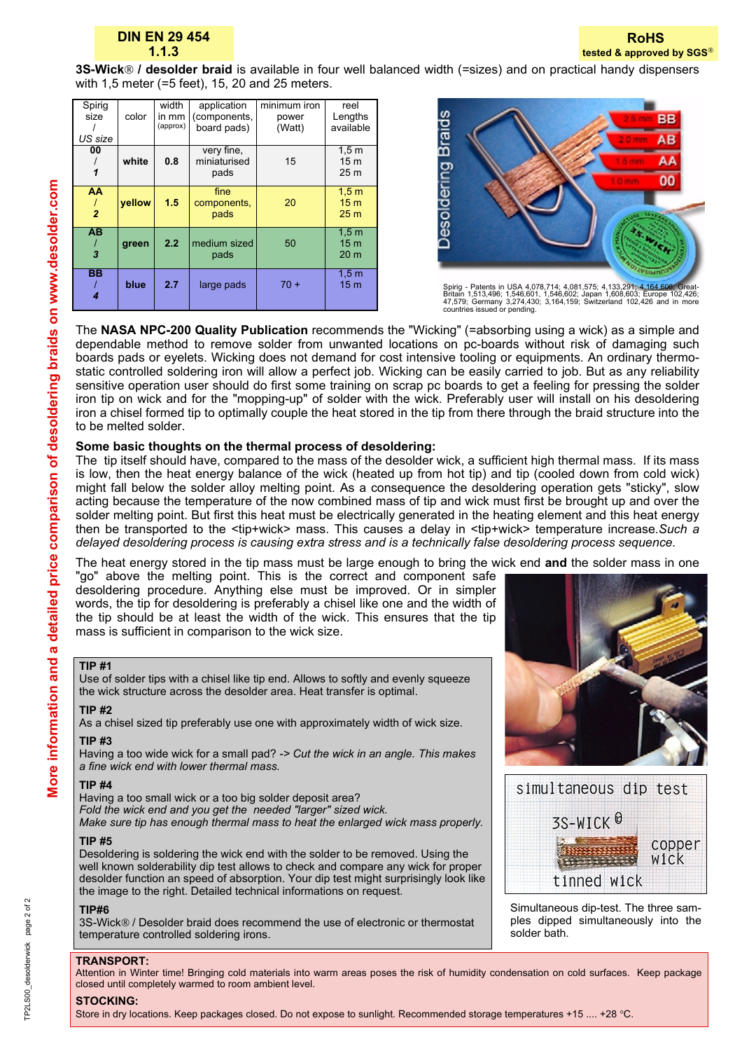**DIN EN 29 454 1.1.3**

**RoHS**
**tested & approved by SGS®**

**3S-Wick® / desolder braid** is available in four well balanced width (=sizes) and on practical handy dispensers with 1,5 meter (=5 feet), 15, 20 and 25 meters.

| Spirig size / US size | color | width in mm (approx) | application (components, board pads) | minimum iron power (Watt) | reel Lengths available |
|---|---|---|---|---|---|
| **00** / ***1*** | **white** | **0.8** | very fine, miniaturised pads | 15 | 1,5 m 15 m 25 m |
| **AA** / ***2*** | **yellow** | **1.5** | fine components, pads | 20 | 1,5 m 15 m 25 m |
| **AB** / ***3*** | **green** | **2.2** | medium sized pads | 50 | 1,5 m 15 m 20 m |
| **BB** / ***4*** | **blue** | **2.7** | large pads | 70 + | 1,5 m 15 m |

Desoldering Braids

2.5 mm BB
2.0 mm AB
1.5 mm AA
1.0 mm 00

Spirig - Patents in USA 4,078,714; 4,081,575; 4,133,291; 4,164,606; Great-Britain 1,513,496; 1,546,601, 1,546,602; Japan 1,608,603; Europe 102,426; 47,579; Germany 3,274,430; 3,164,159; Switzerland 102,426 and in more countries issued or pending.

The **NASA NPC-200 Quality Publication** recommends the "Wicking" (=absorbing using a wick) as a simple and dependable method to remove solder from unwanted locations on pc-boards without risk of damaging such boards pads or eyelets. Wicking does not demand for cost intensive tooling or equipments. An ordinary thermo-static controlled soldering iron will allow a perfect job. Wicking can be easily carried to job. But as any reliability sensitive operation user should do first some training on scrap pc boards to get a feeling for pressing the solder iron tip on wick and for the "mopping-up" of solder with the wick. Preferably user will install on his desoldering iron a chisel formed tip to optimally couple the heat stored in the tip from there through the braid structure into the to be melted solder.

**Some basic thoughts on the thermal process of desoldering:**

The tip itself should have, compared to the mass of the desolder wick, a sufficient high thermal mass. If its mass is low, then the heat energy balance of the wick (heated up from hot tip) and tip (cooled down from cold wick) might fall below the solder alloy melting point. As a consequence the desoldering operation gets "sticky", slow acting because the temperature of the now combined mass of tip and wick must first be brought up and over the solder melting point. But first this heat must be electrically generated in the heating element and this heat energy then be transported to the <tip+wick> mass. This causes a delay in <tip+wick> temperature increase. *Such a delayed desoldering process is causing extra stress and is a technically false desoldering process sequence.*

The heat energy stored in the tip mass must be large enough to bring the wick end **and** the solder mass in one "go" above the melting point. This is the correct and component safe desoldering procedure. Anything else must be improved. Or in simpler words, the tip for desoldering is preferably a chisel like one and the width of the tip should be at least the width of the wick. This ensures that the tip mass is sufficient in comparison to the wick size.

**TIP #1**
Use of solder tips with a chisel like tip end. Allows to softly and evenly squeeze the wick structure across the desolder area. Heat transfer is optimal.

**TIP #2**
As a chisel sized tip preferably use one with approximately width of wick size.

**TIP #3**
Having a too wide wick for a small pad? -> *Cut the wick in an angle. This makes a fine wick end with lower thermal mass.*

**TIP #4**
Having a too small wick or a too big solder deposit area?
*Fold the wick end and you get the needed "larger" sized wick.*
*Make sure tip has enough thermal mass to heat the enlarged wick mass properly.*

**TIP #5**
Desoldering is soldering the wick end with the solder to be removed. Using the well known solderability dip test allows to check and compare any wick for proper desolder function an speed of absorption. Your dip test might surprisingly look like the image to the right. Detailed technical informations on request.

**TIP#6**
3S-Wick® / Desolder braid does recommend the use of electronic or thermostat temperature controlled soldering irons.

simultaneous dip test
3S-WICK®
copper wick
tinned wick

Simultaneous dip-test. The three samples dipped simultaneously into the solder bath.

**TRANSPORT:**
Attention in Winter time! Bringing cold materials into warm areas poses the risk of humidity condensation on cold surfaces. Keep package closed until completely warmed to room ambient level.

**STOCKING:**
Store in dry locations. Keep packages closed. Do not expose to sunlight. Recommended storage temperatures +15 .... +28 °C.

More information and a detailed price comparison of desoldering braids on www.desolder.com